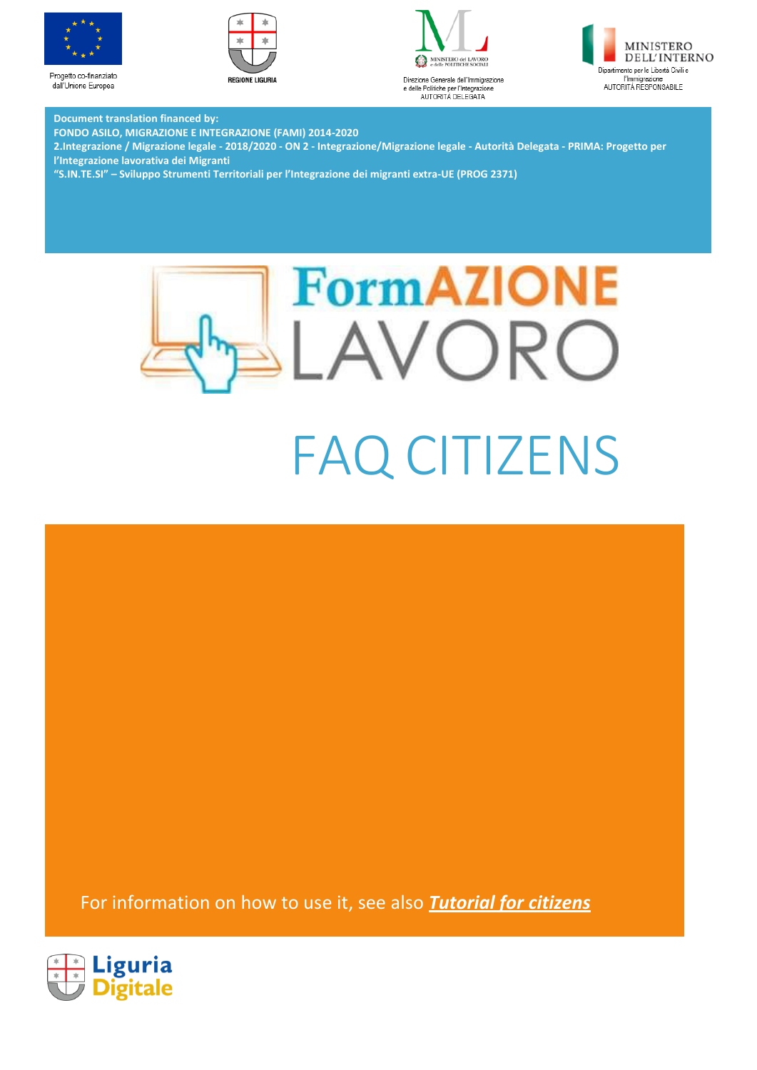Progetto co-finanziato dall'Unione Europea

REGIONE LIGURIA

Direzione Generale dell'Immigrazione e delle Politiche per l'Integrazione
AUTORITÀ DELEGATA

MINISTERO DELL'INTERNO
Dipartimento per le Libertà Civili e l'Immigrazione
AUTORITÀ RESPONSABILE

**Document translation financed by:**
**FONDO ASILO, MIGRAZIONE E INTEGRAZIONE (FAMI) 2014-2020**
**2.Integrazione / Migrazione legale - 2018/2020 - ON 2 - Integrazione/Migrazione legale - Autorità Delegata - PRIMA: Progetto per l'Integrazione lavorativa dei Migranti**
**"S.IN.TE.SI" – Sviluppo Strumenti Territoriali per l'Integrazione dei migranti extra-UE (PROG 2371)**

# FormAZIONE LAVORO

# FAQ CITIZENS

For information on how to use it, see also ***Tutorial for citizens***

Liguria Digitale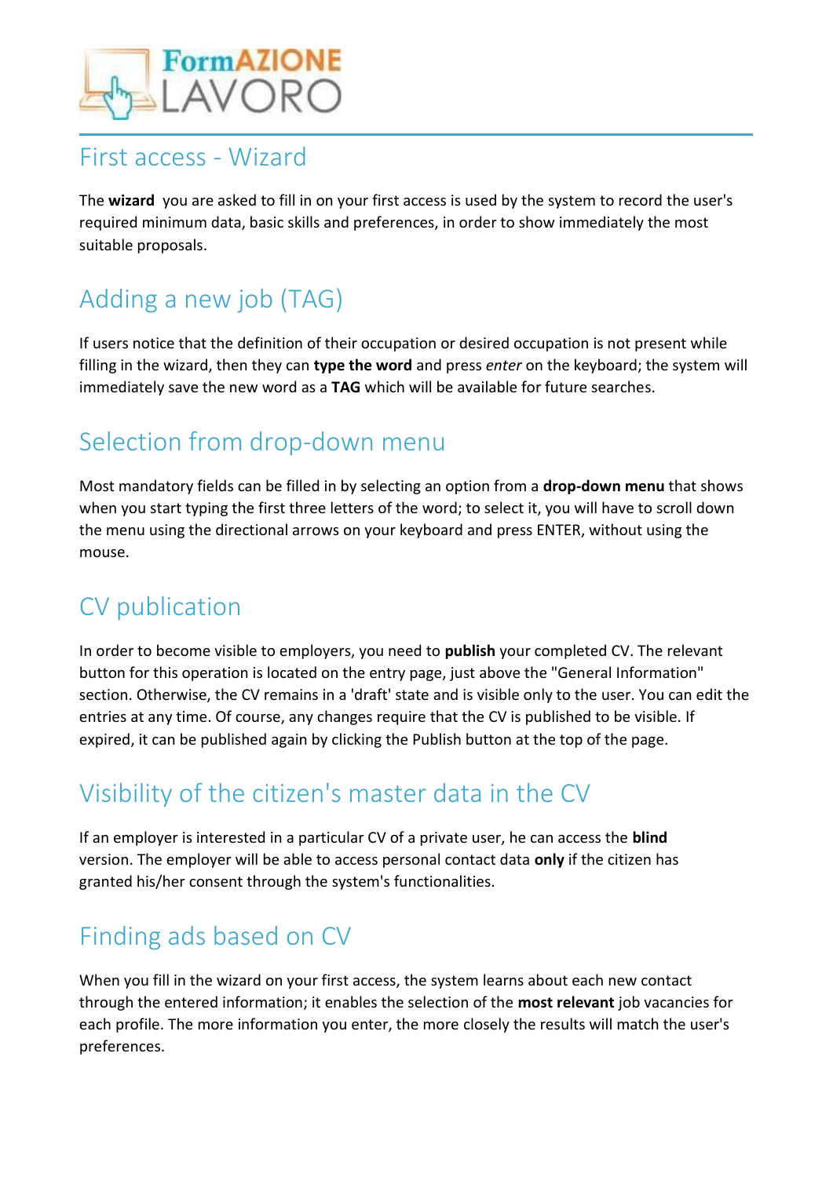## First access - Wizard

The **wizard** you are asked to fill in on your first access is used by the system to record the user's required minimum data, basic skills and preferences, in order to show immediately the most suitable proposals.

## Adding a new job (TAG)

If users notice that the definition of their occupation or desired occupation is not present while filling in the wizard, then they can **type the word** and press *enter* on the keyboard; the system will immediately save the new word as a **TAG** which will be available for future searches.

## Selection from drop-down menu

Most mandatory fields can be filled in by selecting an option from a **drop-down menu** that shows when you start typing the first three letters of the word; to select it, you will have to scroll down the menu using the directional arrows on your keyboard and press ENTER, without using the mouse.

## CV publication

In order to become visible to employers, you need to **publish** your completed CV. The relevant button for this operation is located on the entry page, just above the "General Information" section. Otherwise, the CV remains in a 'draft' state and is visible only to the user. You can edit the entries at any time. Of course, any changes require that the CV is published to be visible. If expired, it can be published again by clicking the Publish button at the top of the page.

## Visibility of the citizen's master data in the CV

If an employer is interested in a particular CV of a private user, he can access the **blind** version. The employer will be able to access personal contact data **only** if the citizen has granted his/her consent through the system's functionalities.

## Finding ads based on CV

When you fill in the wizard on your first access, the system learns about each new contact through the entered information; it enables the selection of the **most relevant** job vacancies for each profile. The more information you enter, the more closely the results will match the user's preferences.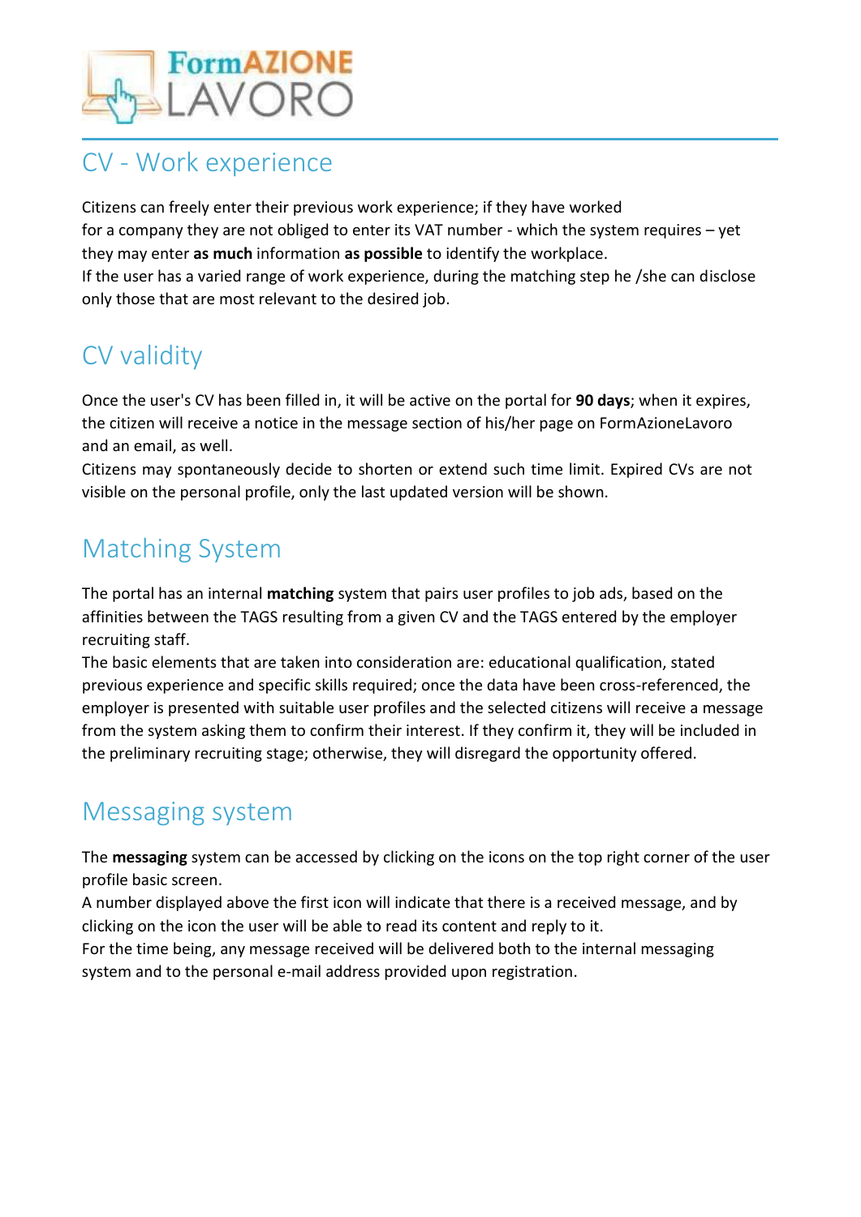## CV - Work experience

Citizens can freely enter their previous work experience; if they have worked for a company they are not obliged to enter its VAT number - which the system requires – yet they may enter **as much** information **as possible** to identify the workplace.
If the user has a varied range of work experience, during the matching step he /she can disclose only those that are most relevant to the desired job.

## CV validity

Once the user's CV has been filled in, it will be active on the portal for **90 days**; when it expires, the citizen will receive a notice in the message section of his/her page on FormAzioneLavoro and an email, as well.
Citizens may spontaneously decide to shorten or extend such time limit. Expired CVs are not visible on the personal profile, only the last updated version will be shown.

## Matching System

The portal has an internal **matching** system that pairs user profiles to job ads, based on the affinities between the TAGS resulting from a given CV and the TAGS entered by the employer recruiting staff.
The basic elements that are taken into consideration are: educational qualification, stated previous experience and specific skills required; once the data have been cross-referenced, the employer is presented with suitable user profiles and the selected citizens will receive a message from the system asking them to confirm their interest. If they confirm it, they will be included in the preliminary recruiting stage; otherwise, they will disregard the opportunity offered.

## Messaging system

The **messaging** system can be accessed by clicking on the icons on the top right corner of the user profile basic screen.
A number displayed above the first icon will indicate that there is a received message, and by clicking on the icon the user will be able to read its content and reply to it.
For the time being, any message received will be delivered both to the internal messaging system and to the personal e-mail address provided upon registration.